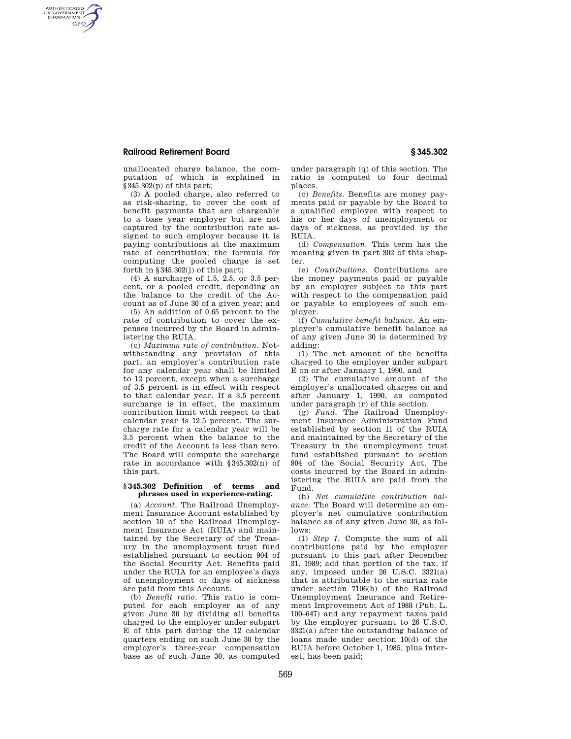unallocated charge balance, the computation of which is explained in §345.302(p) of this part;

(3) A pooled charge, also referred to as risk-sharing, to cover the cost of benefit payments that are chargeable to a base year employer but are not captured by the contribution rate assigned to such employer because it is paying contributions at the maximum rate of contribution; the formula for computing the pooled charge is set forth in §345.302(j) of this part;

(4) A surcharge of 1.5, 2.5, or 3.5 percent, or a pooled credit, depending on the balance to the credit of the Account as of June 30 of a given year; and

(5) An addition of 0.65 percent to the rate of contribution to cover the expenses incurred by the Board in administering the RUIA.

(c) *Maximum rate of contribution.* Notwithstanding any provision of this part, an employer's contribution rate for any calendar year shall be limited to 12 percent, except when a surcharge of 3.5 percent is in effect with respect to that calendar year. If a 3.5 percent surcharge is in effect, the maximum contribution limit with respect to that calendar year is 12.5 percent. The surcharge rate for a calendar year will be 3.5 percent when the balance to the credit of the Account is less than zero. The Board will compute the surcharge rate in accordance with §345.302(n) of this part.

## §345.302 Definition of terms and phrases used in experience-rating.

(a) *Account.* The Railroad Unemployment Insurance Account established by section 10 of the Railroad Unemployment Insurance Act (RUIA) and maintained by the Secretary of the Treasury in the unemployment trust fund established pursuant to section 904 of the Social Security Act. Benefits paid under the RUIA for an employee's days of unemployment or days of sickness are paid from this Account.

(b) *Benefit ratio.* This ratio is computed for each employer as of any given June 30 by dividing all benefits charged to the employer under subpart E of this part during the 12 calendar quarters ending on such June 30 by the employer's three-year compensation base as of such June 30, as computed under paragraph (q) of this section. The ratio is computed to four decimal places.

(c) *Benefits.* Benefits are money payments paid or payable by the Board to a qualified employee with respect to his or her days of unemployment or days of sickness, as provided by the RUIA.

(d) *Compensation.* This term has the meaning given in part 302 of this chapter.

(e) *Contributions.* Contributions are the money payments paid or payable by an employer subject to this part with respect to the compensation paid or payable to employees of such employer.

(f) *Cumulative benefit balance.* An employer's cumulative benefit balance as of any given June 30 is determined by adding:

(1) The net amount of the benefits charged to the employer under subpart E on or after January 1, 1990, and

(2) The cumulative amount of the employer's unallocated charges on and after January 1, 1990, as computed under paragraph (r) of this section.

(g) *Fund.* The Railroad Unemployment Insurance Administration Fund established by section 11 of the RUIA and maintained by the Secretary of the Treasury in the unemployment trust fund established pursuant to section 904 of the Social Security Act. The costs incurred by the Board in administering the RUIA are paid from the Fund.

(h) *Net cumulative contribution balance.* The Board will determine an employer's net cumulative contribution balance as of any given June 30, as follows:

(1) *Step 1.* Compute the sum of all contributions paid by the employer pursuant to this part after December 31, 1989; add that portion of the tax, if any, imposed under 26 U.S.C. 3321(a) that is attributable to the surtax rate under section 7106(b) of the Railroad Unemployment Insurance and Retirement Improvement Act of 1988 (Pub. L. 100–647) and any repayment taxes paid by the employer pursuant to 26 U.S.C. 3321(a) after the outstanding balance of loans made under section 10(d) of the RUIA before October 1, 1985, plus interest, has been paid;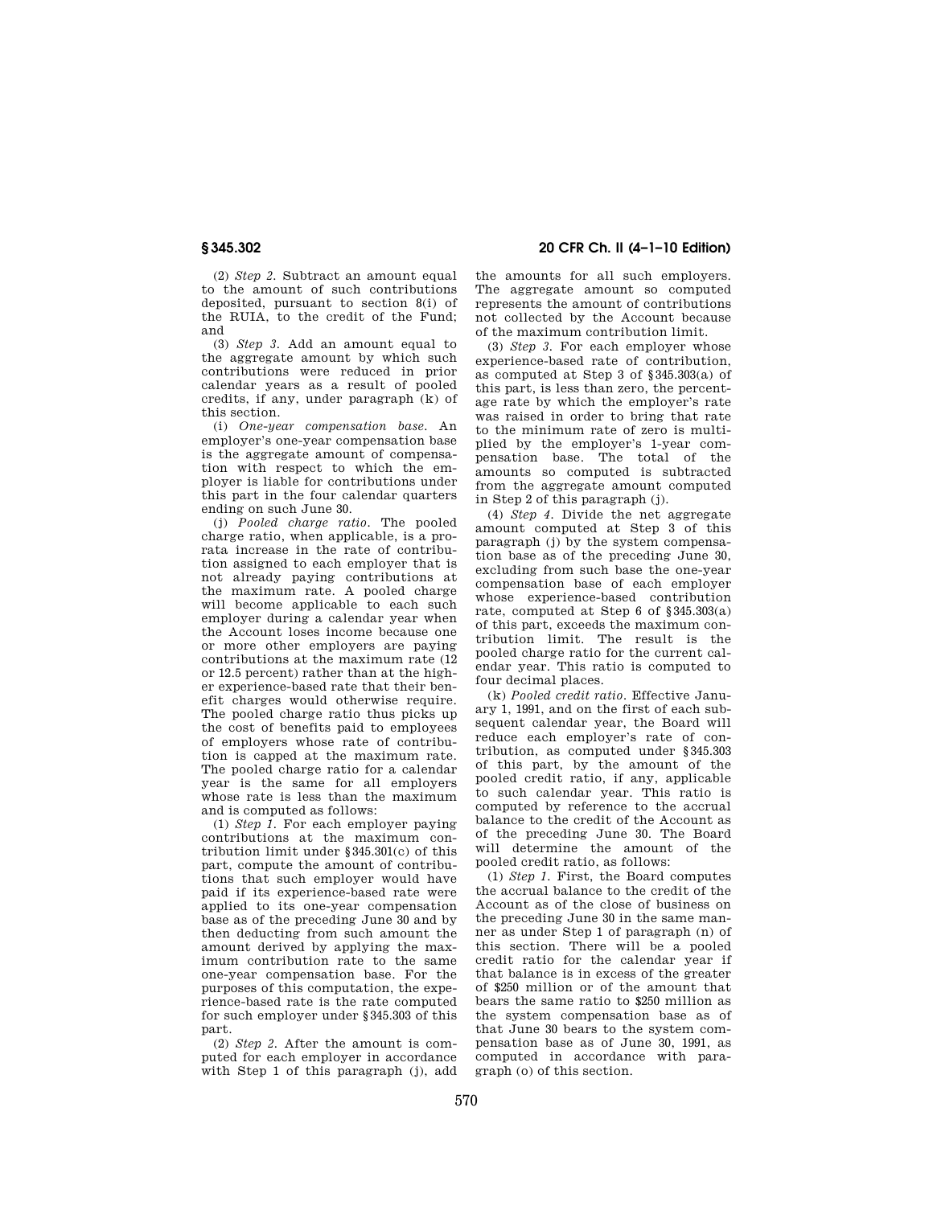(2) *Step 2.* Subtract an amount equal to the amount of such contributions deposited, pursuant to section 8(i) of the RUIA, to the credit of the Fund; and

(3) *Step 3.* Add an amount equal to the aggregate amount by which such contributions were reduced in prior calendar years as a result of pooled credits, if any, under paragraph (k) of this section.

(i) *One-year compensation base.* An employer's one-year compensation base is the aggregate amount of compensation with respect to which the employer is liable for contributions under this part in the four calendar quarters ending on such June 30.

(j) *Pooled charge ratio.* The pooled charge ratio, when applicable, is a pro-rata increase in the rate of contribution assigned to each employer that is not already paying contributions at the maximum rate. A pooled charge will become applicable to each such employer during a calendar year when the Account loses income because one or more other employers are paying contributions at the maximum rate (12 or 12.5 percent) rather than at the higher experience-based rate that their benefit charges would otherwise require. The pooled charge ratio thus picks up the cost of benefits paid to employees of employers whose rate of contribution is capped at the maximum rate. The pooled charge ratio for a calendar year is the same for all employers whose rate is less than the maximum and is computed as follows:

(1) *Step 1.* For each employer paying contributions at the maximum contribution limit under §345.301(c) of this part, compute the amount of contributions that such employer would have paid if its experience-based rate were applied to its one-year compensation base as of the preceding June 30 and by then deducting from such amount the amount derived by applying the maximum contribution rate to the same one-year compensation base. For the purposes of this computation, the experience-based rate is the rate computed for such employer under §345.303 of this part.

(2) *Step 2.* After the amount is computed for each employer in accordance with Step 1 of this paragraph (j), add the amounts for all such employers. The aggregate amount so computed represents the amount of contributions not collected by the Account because of the maximum contribution limit.

(3) *Step 3.* For each employer whose experience-based rate of contribution, as computed at Step 3 of §345.303(a) of this part, is less than zero, the percentage rate by which the employer's rate was raised in order to bring that rate to the minimum rate of zero is multiplied by the employer's 1-year compensation base. The total of the amounts so computed is subtracted from the aggregate amount computed in Step 2 of this paragraph (j).

(4) *Step 4.* Divide the net aggregate amount computed at Step 3 of this paragraph (j) by the system compensation base as of the preceding June 30, excluding from such base the one-year compensation base of each employer whose experience-based contribution rate, computed at Step 6 of §345.303(a) of this part, exceeds the maximum contribution limit. The result is the pooled charge ratio for the current calendar year. This ratio is computed to four decimal places.

(k) *Pooled credit ratio.* Effective January 1, 1991, and on the first of each subsequent calendar year, the Board will reduce each employer's rate of contribution, as computed under §345.303 of this part, by the amount of the pooled credit ratio, if any, applicable to such calendar year. This ratio is computed by reference to the accrual balance to the credit of the Account as of the preceding June 30. The Board will determine the amount of the pooled credit ratio, as follows:

(1) *Step 1.* First, the Board computes the accrual balance to the credit of the Account as of the close of business on the preceding June 30 in the same manner as under Step 1 of paragraph (n) of this section. There will be a pooled credit ratio for the calendar year if that balance is in excess of the greater of $250 million or of the amount that bears the same ratio to $250 million as the system compensation base as of that June 30 bears to the system compensation base as of June 30, 1991, as computed in accordance with paragraph (o) of this section.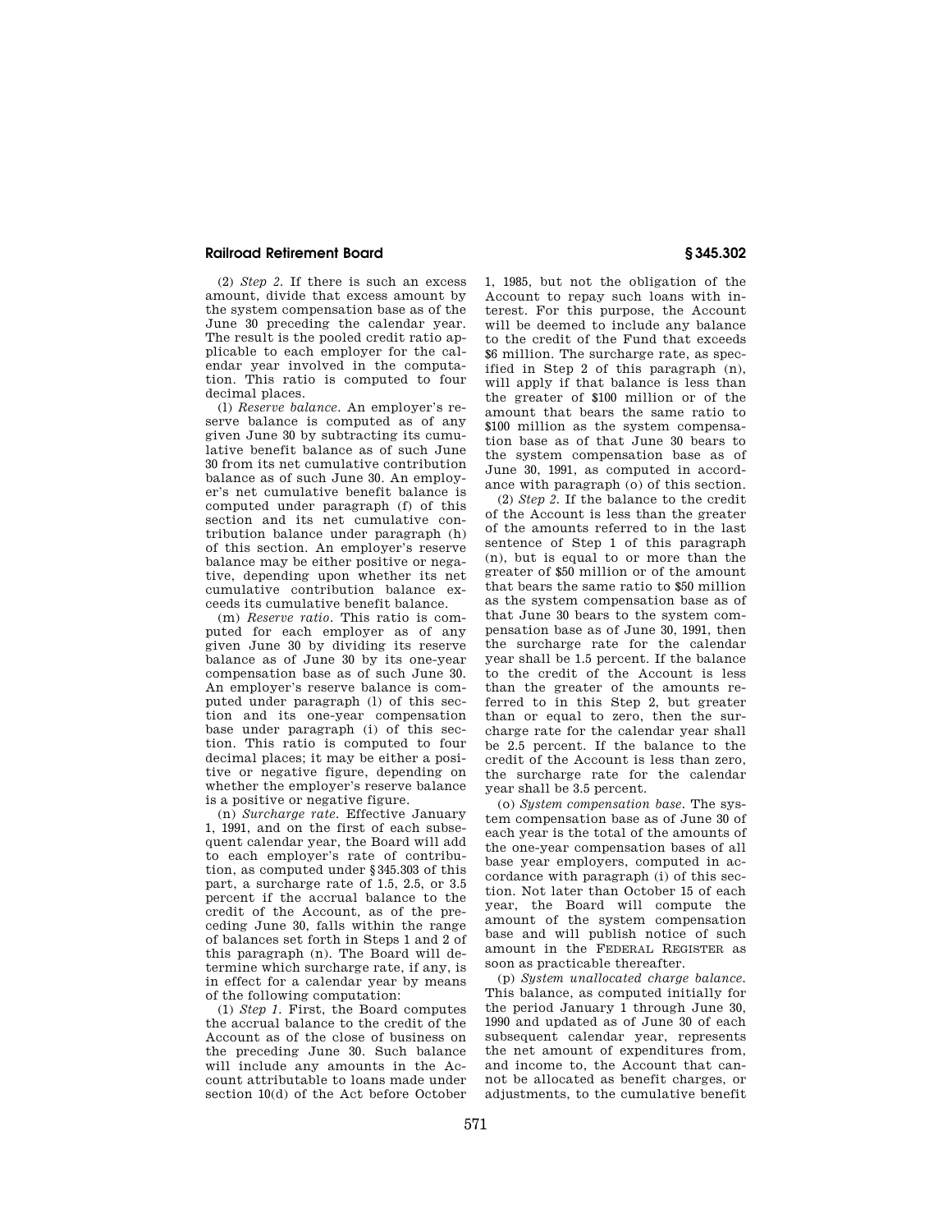(2) *Step 2.* If there is such an excess amount, divide that excess amount by the system compensation base as of the June 30 preceding the calendar year. The result is the pooled credit ratio applicable to each employer for the calendar year involved in the computation. This ratio is computed to four decimal places.

(l) *Reserve balance.* An employer's reserve balance is computed as of any given June 30 by subtracting its cumulative benefit balance as of such June 30 from its net cumulative contribution balance as of such June 30. An employer's net cumulative benefit balance is computed under paragraph (f) of this section and its net cumulative contribution balance under paragraph (h) of this section. An employer's reserve balance may be either positive or negative, depending upon whether its net cumulative contribution balance exceeds its cumulative benefit balance.

(m) *Reserve ratio.* This ratio is computed for each employer as of any given June 30 by dividing its reserve balance as of June 30 by its one-year compensation base as of such June 30. An employer's reserve balance is computed under paragraph (l) of this section and its one-year compensation base under paragraph (i) of this section. This ratio is computed to four decimal places; it may be either a positive or negative figure, depending on whether the employer's reserve balance is a positive or negative figure.

(n) *Surcharge rate.* Effective January 1, 1991, and on the first of each subsequent calendar year, the Board will add to each employer's rate of contribution, as computed under §345.303 of this part, a surcharge rate of 1.5, 2.5, or 3.5 percent if the accrual balance to the credit of the Account, as of the preceding June 30, falls within the range of balances set forth in Steps 1 and 2 of this paragraph (n). The Board will determine which surcharge rate, if any, is in effect for a calendar year by means of the following computation:

(1) *Step 1.* First, the Board computes the accrual balance to the credit of the Account as of the close of business on the preceding June 30. Such balance will include any amounts in the Account attributable to loans made under section 10(d) of the Act before October 1, 1985, but not the obligation of the Account to repay such loans with interest. For this purpose, the Account will be deemed to include any balance to the credit of the Fund that exceeds $6 million. The surcharge rate, as specified in Step 2 of this paragraph (n), will apply if that balance is less than the greater of $100 million or of the amount that bears the same ratio to $100 million as the system compensation base as of that June 30 bears to the system compensation base as of June 30, 1991, as computed in accordance with paragraph (o) of this section.

(2) *Step 2.* If the balance to the credit of the Account is less than the greater of the amounts referred to in the last sentence of Step 1 of this paragraph (n), but is equal to or more than the greater of $50 million or of the amount that bears the same ratio to $50 million as the system compensation base as of that June 30 bears to the system compensation base as of June 30, 1991, then the surcharge rate for the calendar year shall be 1.5 percent. If the balance to the credit of the Account is less than the greater of the amounts referred to in this Step 2, but greater than or equal to zero, then the surcharge rate for the calendar year shall be 2.5 percent. If the balance to the credit of the Account is less than zero, the surcharge rate for the calendar year shall be 3.5 percent.

(o) *System compensation base.* The system compensation base as of June 30 of each year is the total of the amounts of the one-year compensation bases of all base year employers, computed in accordance with paragraph (i) of this section. Not later than October 15 of each year, the Board will compute the amount of the system compensation base and will publish notice of such amount in the FEDERAL REGISTER as soon as practicable thereafter.

(p) *System unallocated charge balance.* This balance, as computed initially for the period January 1 through June 30, 1990 and updated as of June 30 of each subsequent calendar year, represents the net amount of expenditures from, and income to, the Account that cannot be allocated as benefit charges, or adjustments, to the cumulative benefit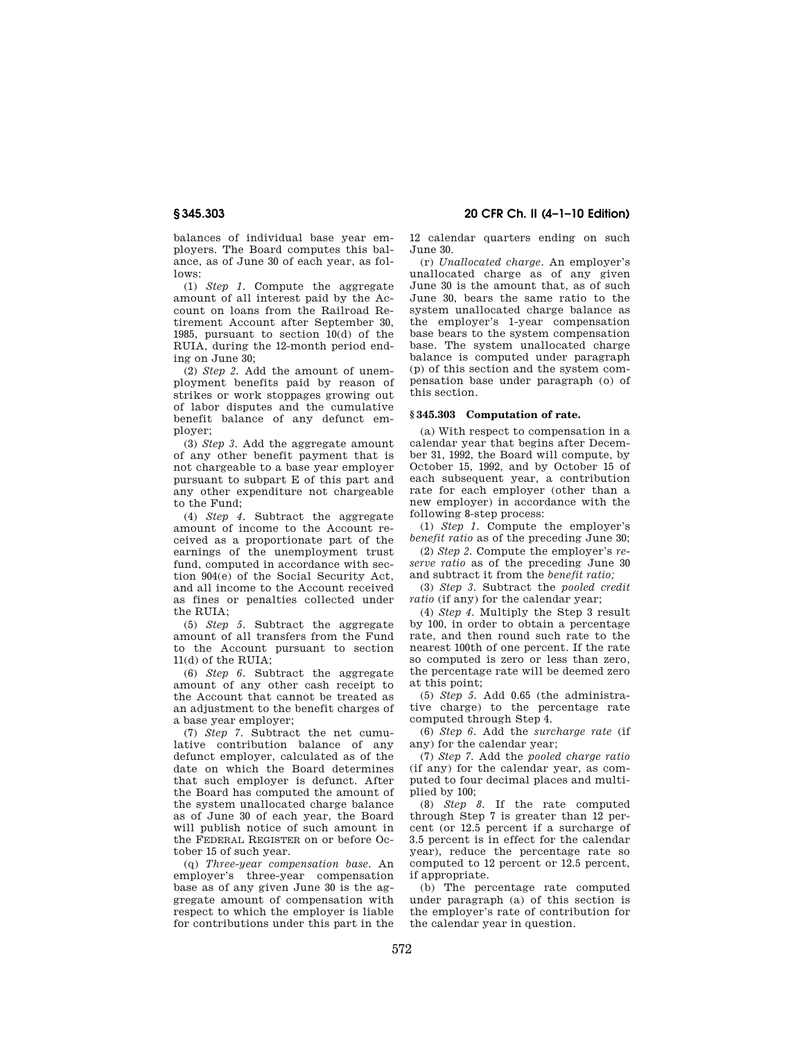balances of individual base year employers. The Board computes this balance, as of June 30 of each year, as follows:

(1) *Step 1.* Compute the aggregate amount of all interest paid by the Account on loans from the Railroad Retirement Account after September 30, 1985, pursuant to section 10(d) of the RUIA, during the 12-month period ending on June 30;

(2) *Step 2.* Add the amount of unemployment benefits paid by reason of strikes or work stoppages growing out of labor disputes and the cumulative benefit balance of any defunct employer;

(3) *Step 3.* Add the aggregate amount of any other benefit payment that is not chargeable to a base year employer pursuant to subpart E of this part and any other expenditure not chargeable to the Fund;

(4) *Step 4.* Subtract the aggregate amount of income to the Account received as a proportionate part of the earnings of the unemployment trust fund, computed in accordance with section 904(e) of the Social Security Act, and all income to the Account received as fines or penalties collected under the RUIA;

(5) *Step 5.* Subtract the aggregate amount of all transfers from the Fund to the Account pursuant to section 11(d) of the RUIA;

(6) *Step 6.* Subtract the aggregate amount of any other cash receipt to the Account that cannot be treated as an adjustment to the benefit charges of a base year employer;

(7) *Step 7.* Subtract the net cumulative contribution balance of any defunct employer, calculated as of the date on which the Board determines that such employer is defunct. After the Board has computed the amount of the system unallocated charge balance as of June 30 of each year, the Board will publish notice of such amount in the FEDERAL REGISTER on or before October 15 of such year.

(q) *Three-year compensation base.* An employer's three-year compensation base as of any given June 30 is the aggregate amount of compensation with respect to which the employer is liable for contributions under this part in the 12 calendar quarters ending on such June 30.

(r) *Unallocated charge.* An employer's unallocated charge as of any given June 30 is the amount that, as of such June 30, bears the same ratio to the system unallocated charge balance as the employer's 1-year compensation base bears to the system compensation base. The system unallocated charge balance is computed under paragraph (p) of this section and the system compensation base under paragraph (o) of this section.

## § 345.303 Computation of rate.

(a) With respect to compensation in a calendar year that begins after December 31, 1992, the Board will compute, by October 15, 1992, and by October 15 of each subsequent year, a contribution rate for each employer (other than a new employer) in accordance with the following 8-step process:

(1) *Step 1.* Compute the employer's *benefit ratio* as of the preceding June 30;

(2) *Step 2.* Compute the employer's *reserve ratio* as of the preceding June 30 and subtract it from the *benefit ratio;*

(3) *Step 3.* Subtract the *pooled credit ratio* (if any) for the calendar year;

(4) *Step 4.* Multiply the Step 3 result by 100, in order to obtain a percentage rate, and then round such rate to the nearest 100th of one percent. If the rate so computed is zero or less than zero, the percentage rate will be deemed zero at this point;

(5) *Step 5.* Add 0.65 (the administrative charge) to the percentage rate computed through Step 4.

(6) *Step 6.* Add the *surcharge rate* (if any) for the calendar year;

(7) *Step 7.* Add the *pooled charge ratio* (if any) for the calendar year, as computed to four decimal places and multiplied by 100;

(8) *Step 8.* If the rate computed through Step 7 is greater than 12 percent (or 12.5 percent if a surcharge of 3.5 percent is in effect for the calendar year), reduce the percentage rate so computed to 12 percent or 12.5 percent, if appropriate.

(b) The percentage rate computed under paragraph (a) of this section is the employer's rate of contribution for the calendar year in question.